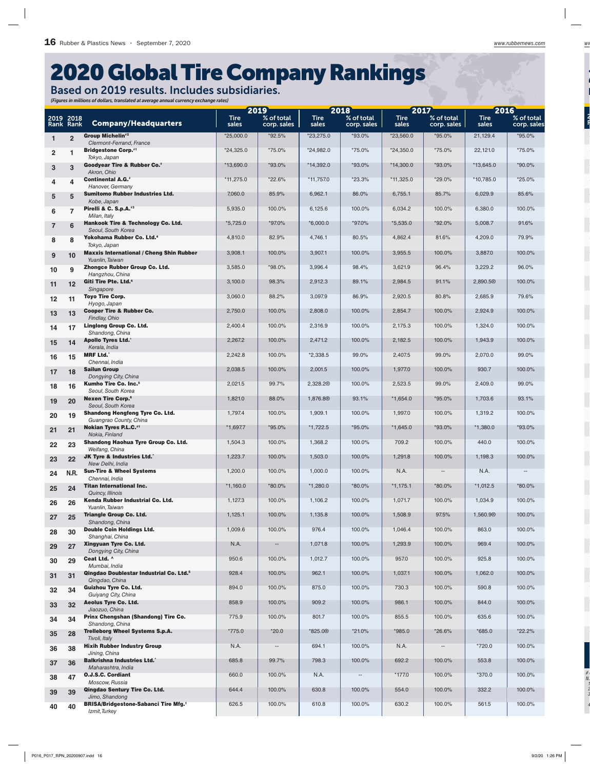# 2020 Global Tire Company Rankings

## Based on 2019 results. Includes subsidiaries.

*(Figures in millions of dollars, translated at average annual currency exchange rates)*

| 2019 Rank | 2018 Rank | Company/Headquarters | 2019 Tire sales | 2019 % of total corp. sales | 2018 Tire sales | 2018 % of total corp. sales | 2017 Tire sales | 2017 % of total corp. sales | 2016 Tire sales | 2016 % of total corp. sales |
|---|---|---|---|---|---|---|---|---|---|---|
| 1 | 2 | **Group Michelin**#2 *Clermont-Ferrand, France* | *25,000.0 | *92.5% | *23,275.0 | *93.0% | *23,560.0 | *95.0% | 21,129.4 | *95.0% |
| 2 | 1 | **Bridgestone Corp.**#1 *Tokyo, Japan* | *24,325.0 | *75.0% | *24,982.0 | *75.0% | *24,350.0 | *75.0% | 22,121.0 | *75.0% |
| 3 | 3 | **Goodyear Tire & Rubber Co.**# *Akron, Ohio* | *13,690.0 | *93.0% | *14,392.0 | *93.0% | *14,300.0 | *93.0% | *13,645.0 | *90.0% |
| 4 | 4 | **Continental A.G.**# *Hanover, Germany* | *11,275.0 | *22.6% | *11,757.0 | *23.3% | *11,325.0 | *29.0% | *10,785.0 | *25.0% |
| 5 | 5 | **Sumitomo Rubber Industries Ltd.** *Kobe, Japan* | 7,060.0 | 85.9% | 6,962.1 | 86.0% | 6,755.1 | 85.7% | 6,029.9 | 85.6% |
| 6 | 7 | **Pirelli & C. S.p.A.**#3 *Milan, Italy* | 5,935.0 | 100.0% | 6,125.6 | 100.0% | 6,034.2 | 100.0% | 6,380.0 | 100.0% |
| 7 | 6 | **Hankook Tire & Technology Co. Ltd.** *Seoul, South Korea* | *5,725.0 | *97.0% | *6,000.0 | *97.0% | *5,535.0 | *92.0% | 5,008.7 | 91.6% |
| 8 | 8 | **Yokohama Rubber Co. Ltd.**4 *Tokyo, Japan* | 4,810.0 | 82.9% | 4,746.1 | 80.5% | 4,862.4 | 81.6% | 4,209.0 | 79.9% |
| 9 | 10 | **Maxxis International / Cheng Shin Rubber** *Yuanlin, Taiwan* | 3,908.1 | 100.0% | 3,907.1 | 100.0% | 3,955.5 | 100.0% | 3,887.0 | 100.0% |
| 10 | 9 | **Zhongce Rubber Group Co. Ltd.** *Hangzhou, China* | 3,585.0 | *98.0% | 3,996.4 | 98.4% | 3,621.9 | 96.4% | 3,229.2 | 96.0% |
| 11 | 12 | **Giti Tire Pte. Ltd.**4 *Singapore* | 3,100.0 | 98.3% | 2,912.3 | 89.1% | 2,984.5 | 91.1% | 2,890.5® | 100.0% |
| 12 | 11 | **Toyo Tire Corp.** *Hyogo, Japan* | 3,060.0 | 88.2% | 3,097.9 | 86.9% | 2,920.5 | 80.8% | 2,685.9 | 79.6% |
| 13 | 13 | **Cooper Tire & Rubber Co.** *Findlay, Ohio* | 2,750.0 | 100.0% | 2,808.0 | 100.0% | 2,854.7 | 100.0% | 2,924.9 | 100.0% |
| 14 | 17 | **Linglong Group Co. Ltd.** *Shandong, China* | 2,400.4 | 100.0% | 2,316.9 | 100.0% | 2,175.3 | 100.0% | 1,324.0 | 100.0% |
| 15 | 14 | **Apollo Tyres Ltd.**^ *Kerala, India* | 2,267.2 | 100.0% | 2,471.2 | 100.0% | 2,182.5 | 100.0% | 1,943.9 | 100.0% |
| 16 | 15 | **MRF Ltd.**^ *Chennai, India* | 2,242.8 | 100.0% | *2,338.5 | 99.0% | 2,407.5 | 99.0% | 2,070.0 | 99.0% |
| 17 | 18 | **Sailun Group** *Dongying City, China* | 2,038.5 | 100.0% | 2,001.5 | 100.0% | 1,977.0 | 100.0% | 930.7 | 100.0% |
| 18 | 16 | **Kumho Tire Co. Inc.**5 *Seoul, South Korea* | 2,021.5 | 99.7% | 2,328.2® | 100.0% | 2,523.5 | 99.0% | 2,409.0 | 99.0% |
| 19 | 20 | **Nexen Tire Corp.**6 *Seoul, South Korea* | 1,821.0 | 88.0% | 1,876.8® | 93.1% | *1,654.0 | *95.0% | 1,703.6 | 93.1% |
| 20 | 19 | **Shandong Hengfeng Tyre Co. Ltd.** *Guangrao County, China* | 1,797.4 | 100.0% | 1,909.1 | 100.0% | 1,997.0 | 100.0% | 1,319.2 | 100.0% |
| 21 | 21 | **Nokian Tyres P.L.C.**#1 *Nokia, Finland* | *1,697.7 | *95.0% | *1,722.5 | *95.0% | *1,645.0 | *93.0% | *1,380.0 | *93.0% |
| 22 | 23 | **Shandong Haohua Tyre Group Co. Ltd.** *Weifang, China* | 1,504.3 | 100.0% | 1,368.2 | 100.0% | 709.2 | 100.0% | 440.0 | 100.0% |
| 23 | 22 | **JK Tyre & Industries Ltd.**^ *New Delhi, India* | 1,223.7 | 100.0% | 1,503.0 | 100.0% | 1,291.8 | 100.0% | 1,198.3 | 100.0% |
| 24 | N.R. | **Sun-Tire & Wheel Systems** *Chennai, India* | 1,200.0 | 100.0% | 1,000.0 | 100.0% | N.A. | -- | N.A. | -- |
| 25 | 24 | **Titan International Inc.** *Quincy, Illinois* | *1,160.0 | *80.0% | *1,280.0 | *80.0% | *1,175.1 | *80.0% | *1,012.5 | *80.0% |
| 26 | 26 | **Kenda Rubber Industrial Co. Ltd.** *Yuanlin, Taiwan* | 1,127.3 | 100.0% | 1,106.2 | 100.0% | 1,071.7 | 100.0% | 1,034.9 | 100.0% |
| 27 | 25 | **Triangle Group Co. Ltd.** *Shandong, China* | 1,125.1 | 100.0% | 1,135.8 | 100.0% | 1,508.9 | 97.5% | 1,560.9® | 100.0% |
| 28 | 30 | **Double Coin Holdings Ltd.** *Shanghai, China* | 1,009.6 | 100.0% | 976.4 | 100.0% | 1,046.4 | 100.0% | 863.0 | 100.0% |
| 29 | 27 | **Xingyuan Tyre Co. Ltd.** *Dongying City, China* | N.A. | -- | 1,071.8 | 100.0% | 1,293.9 | 100.0% | 969.4 | 100.0% |
| 30 | 29 | **Ceat Ltd. ^** *Mumbai, India* | 950.6 | 100.0% | 1,012.7 | 100.0% | 957.0 | 100.0% | 925.8 | 100.0% |
| 31 | 31 | **Qingdao Doublestar Industrial Co. Ltd.**5 *Qingdao, China* | 928.4 | 100.0% | 962.1 | 100.0% | 1,037.1 | 100.0% | 1,062.0 | 100.0% |
| 32 | 34 | **Guizhou Tyre Co. Ltd.** *Guiyang City, China* | 894.0 | 100.0% | 875.0 | 100.0% | 730.3 | 100.0% | 590.8 | 100.0% |
| 33 | 32 | **Aeolus Tyre Co. Ltd.** *Jiaozuo, China* | 858.9 | 100.0% | 909.2 | 100.0% | 986.1 | 100.0% | 844.0 | 100.0% |
| 34 | 34 | **Prinx Chengshan (Shandong) Tire Co.** *Shandong, China* | 775.9 | 100.0% | 801.7 | 100.0% | 855.5 | 100.0% | 635.6 | 100.0% |
| 35 | 28 | **Trelleborg Wheel Systems S.p.A.** *Tivoli, Italy* | *775.0 | *20.0 | *825.0® | *21.0% | *985.0 | *26.6% | *685.0 | *22.2% |
| 36 | 38 | **Hixih Rubber Industry Group** *Jining, China* | N.A. | -- | 694.1 | 100.0% | N.A. | -- | *720.0 | 100.0% |
| 37 | 36 | **Balkrishna Industries Ltd.**^ *Maharashtra, India* | 685.8 | 99.7% | 798.3 | 100.0% | 692.2 | 100.0% | 553.8 | 100.0% |
| 38 | 47 | **O.J.S.C. Cordiant** *Moscow, Russia* | 660.0 | 100.0% | N.A. | -- | *177.0 | 100.0% | *370.0 | 100.0% |
| 39 | 39 | **Qingdao Sentury Tire Co. Ltd.** *Jimo, Shandong* | 644.4 | 100.0% | 630.8 | 100.0% | 554.0 | 100.0% | 332.2 | 100.0% |
| 40 | 40 | **BRISA/Bridgestone-Sabanci Tire Mfg.**1 *Izmit, Turkey* | 626.5 | 100.0% | 610.8 | 100.0% | 630.2 | 100.0% | 561.5 | 100.0% |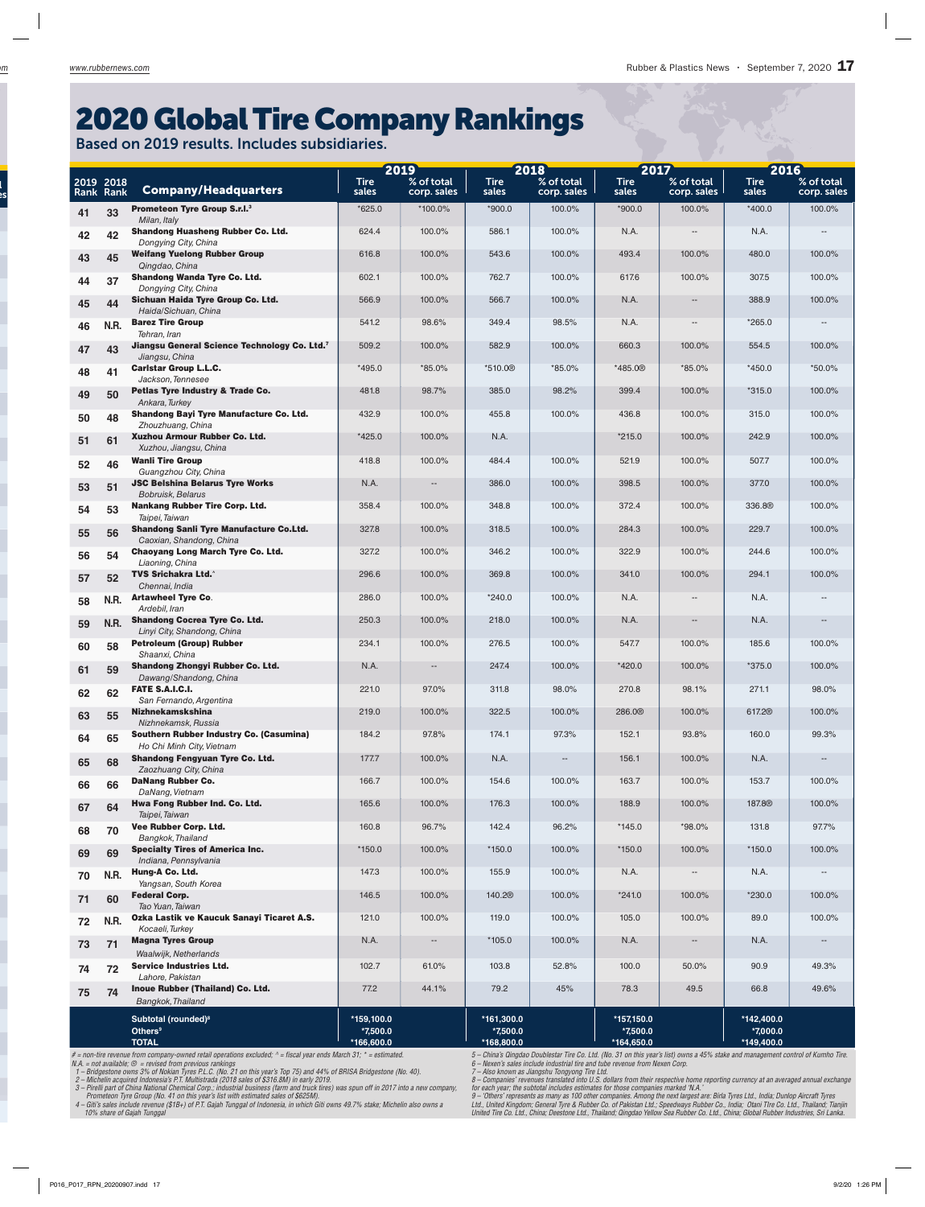# 2020 Global Tire Company Rankings

Based on 2019 results. Includes subsidiaries.

| 2019 Rank | 2018 Rank | Company/Headquarters | 2019 | | 2018 | | 2017 | | 2016 | |
|---|---|---|---|---|---|---|---|---|---|---|
| | | | Tire sales | % of total corp. sales | Tire sales | % of total corp. sales | Tire sales | % of total corp. sales | Tire sales | % of total corp. sales |
| 41 | 33 | **Prometeon Tyre Group S.r.l.**[3] *Milan, Italy* | *625.0 | *100.0% | *900.0 | 100.0% | *900.0 | 100.0% | *400.0 | 100.0% |
| 42 | 42 | **Shandong Huasheng Rubber Co. Ltd.** *Dongying City, China* | 624.4 | 100.0% | 586.1 | 100.0% | N.A. | -- | N.A. | -- |
| 43 | 45 | **Weifang Yuelong Rubber Group** *Qingdao, China* | 616.8 | 100.0% | 543.6 | 100.0% | 493.4 | 100.0% | 480.0 | 100.0% |
| 44 | 37 | **Shandong Wanda Tyre Co. Ltd.** *Dongying City, China* | 602.1 | 100.0% | 762.7 | 100.0% | 617.6 | 100.0% | 307.5 | 100.0% |
| 45 | 44 | **Sichuan Haida Tyre Group Co. Ltd.** *Haida/Sichuan, China* | 566.9 | 100.0% | 566.7 | 100.0% | N.A. | -- | 388.9 | 100.0% |
| 46 | N.R. | **Barez Tire Group** *Tehran, Iran* | 541.2 | 98.6% | 349.4 | 98.5% | N.A. | -- | *265.0 | -- |
| 47 | 43 | **Jiangsu General Science Technology Co. Ltd.**[7] *Jiangsu, China* | 509.2 | 100.0% | 582.9 | 100.0% | 660.3 | 100.0% | 554.5 | 100.0% |
| 48 | 41 | **Carlstar Group L.L.C.** *Jackson, Tennesee* | *495.0 | *85.0% | *510.0® | *85.0% | *485.0® | *85.0% | *450.0 | *50.0% |
| 49 | 50 | **Petlas Tyre Industry & Trade Co.** *Ankara, Turkey* | 481.8 | 98.7% | 385.0 | 98.2% | 399.4 | 100.0% | *315.0 | 100.0% |
| 50 | 48 | **Shandong Bayi Tyre Manufacture Co. Ltd.** *Zhouzhuang, China* | 432.9 | 100.0% | 455.8 | 100.0% | 436.8 | 100.0% | 315.0 | 100.0% |
| 51 | 61 | **Xuzhou Armour Rubber Co. Ltd.** *Xuzhou, Jiangsu, China* | *425.0 | 100.0% | N.A. | | *215.0 | 100.0% | 242.9 | 100.0% |
| 52 | 46 | **Wanli Tire Group** *Guangzhou City, China* | 418.8 | 100.0% | 484.4 | 100.0% | 521.9 | 100.0% | 507.7 | 100.0% |
| 53 | 51 | **JSC Belshina Belarus Tyre Works** *Bobruisk, Belarus* | N.A. | -- | 386.0 | 100.0% | 398.5 | 100.0% | 377.0 | 100.0% |
| 54 | 53 | **Nankang Rubber Tire Corp. Ltd.** *Taipei, Taiwan* | 358.4 | 100.0% | 348.8 | 100.0% | 372.4 | 100.0% | 336.8® | 100.0% |
| 55 | 56 | **Shandong Sanli Tyre Manufacture Co.Ltd.** *Caoxian, Shandong, China* | 327.8 | 100.0% | 318.5 | 100.0% | 284.3 | 100.0% | 229.7 | 100.0% |
| 56 | 54 | **Chaoyang Long March Tyre Co. Ltd.** *Liaoning, China* | 327.2 | 100.0% | 346.2 | 100.0% | 322.9 | 100.0% | 244.6 | 100.0% |
| 57 | 52 | **TVS Srichakra Ltd.**^ *Chennai, India* | 296.6 | 100.0% | 369.8 | 100.0% | 341.0 | 100.0% | 294.1 | 100.0% |
| 58 | N.R. | **Artawheel Tyre Co.** *Ardebil, Iran* | 286.0 | 100.0% | *240.0 | 100.0% | N.A. | -- | N.A. | -- |
| 59 | N.R. | **Shandong Cocrea Tyre Co. Ltd.** *Linyi City, Shandong, China* | 250.3 | 100.0% | 218.0 | 100.0% | N.A. | -- | N.A. | -- |
| 60 | 58 | **Petroleum (Group) Rubber** *Shaanxi, China* | 234.1 | 100.0% | 276.5 | 100.0% | 547.7 | 100.0% | 185.6 | 100.0% |
| 61 | 59 | **Shandong Zhongyi Rubber Co. Ltd.** *Dawang/Shandong, China* | N.A. | -- | 247.4 | 100.0% | *420.0 | 100.0% | *375.0 | 100.0% |
| 62 | 62 | **FATE S.A.I.C.I.** *San Fernando, Argentina* | 221.0 | 97.0% | 311.8 | 98.0% | 270.8 | 98.1% | 271.1 | 98.0% |
| 63 | 55 | **Nizhnekamskshina** *Nizhnekamsk, Russia* | 219.0 | 100.0% | 322.5 | 100.0% | 286.0® | 100.0% | 617.2® | 100.0% |
| 64 | 65 | **Southern Rubber Industry Co. (Casumina)** *Ho Chi Minh City, Vietnam* | 184.2 | 97.8% | 174.1 | 97.3% | 152.1 | 93.8% | 160.0 | 99.3% |
| 65 | 68 | **Shandong Fengyuan Tyre Co. Ltd.** *Zaozhuang City, China* | 177.7 | 100.0% | N.A. | -- | 156.1 | 100.0% | N.A. | -- |
| 66 | 66 | **DaNang Rubber Co.** *DaNang, Vietnam* | 166.7 | 100.0% | 154.6 | 100.0% | 163.7 | 100.0% | 153.7 | 100.0% |
| 67 | 64 | **Hwa Fong Rubber Ind. Co. Ltd.** *Taipei, Taiwan* | 165.6 | 100.0% | 176.3 | 100.0% | 188.9 | 100.0% | 187.8® | 100.0% |
| 68 | 70 | **Vee Rubber Corp. Ltd.** *Bangkok, Thailand* | 160.8 | 96.7% | 142.4 | 96.2% | *145.0 | *98.0% | 131.8 | 97.7% |
| 69 | 69 | **Specialty Tires of America Inc.** *Indiana, Pennsylvania* | *150.0 | 100.0% | *150.0 | 100.0% | *150.0 | 100.0% | *150.0 | 100.0% |
| 70 | N.R. | **Hung-A Co. Ltd.** *Yangsan, South Korea* | 147.3 | 100.0% | 155.9 | 100.0% | N.A. | -- | N.A. | -- |
| 71 | 60 | **Federal Corp.** *Tao Yuan, Taiwan* | 146.5 | 100.0% | 140.2® | 100.0% | *241.0 | 100.0% | *230.0 | 100.0% |
| 72 | N.R. | **Ozka Lastik ve Kaucuk Sanayi Ticaret A.S.** *Kocaeli, Turkey* | 121.0 | 100.0% | 119.0 | 100.0% | 105.0 | 100.0% | 89.0 | 100.0% |
| 73 | 71 | **Magna Tyres Group** *Waalwijk, Netherlands* | N.A. | -- | *105.0 | 100.0% | N.A. | -- | N.A. | -- |
| 74 | 72 | **Service Industries Ltd.** *Lahore, Pakistan* | 102.7 | 61.0% | 103.8 | 52.8% | 100.0 | 50.0% | 90.9 | 49.3% |
| 75 | 74 | **Inoue Rubber (Thailand) Co. Ltd.** *Bangkok, Thailand* | 77.2 | 44.1% | 79.2 | 45% | 78.3 | 49.5 | 66.8 | 49.6% |
| | | **Subtotal (rounded)**[8] | *159,100.0 | | *161,300.0 | | *157,150.0 | | *142,400.0 | |
| | | **Others**[9] | *7,500.0 | | *7,500.0 | | *7,500.0 | | *7,000.0 | |
| | | **TOTAL** | *166,600.0 | | *168,800.0 | | *164,650.0 | | *149,400.0 | |

# = non-tire revenue from company-owned retail operations excluded; ^ = fiscal year ends March 31; * = estimated.
N.A. = not available; ® = revised from previous rankings

1 – Bridgestone owns 3% of Nokian Tyres P.L.C. (No. 21 on this year's Top 75) and 44% of BRISA Bridgestone (No. 40).
2 – Michelin acquired Indonesia's P.T. Multistrada (2018 sales of $316.8M) in early 2019.
3 – Pirelli part of China National Chemical Corp.; industrial business (farm and truck tires) was spun off in 2017 into a new company, Prometeon Tyre Group (No. 41 on this year's list with estimated sales of $625M).
4 – Giti's sales include revenue ($1B+) of P.T. Gajah Tunggal of Indonesia, in which Giti owns 49.7% stake; Michelin also owns a 10% share of Gajah Tunggal
5 – China's Qingdao Doublestar Tire Co. Ltd. (No. 31 on this year's list) owns a 45% stake and management control of Kumho Tire.
6 – Nexen's sales include industrial tire and tube revenue from Nexen Corp.
7 – Also known as Jiangshu Tongyong Tire Ltd.
8 – Companies' revenues translated into U.S. dollars from their respective home reporting currency at an averaged annual exchange for each year; the subtotal includes estimates for those companies marked 'N.A.'
9 – 'Others' represents as many as 100 other companies. Among the next largest are: Birla Tyres Ltd., India; Dunlop Aircraft Tyres Ltd., United Kingdom; General Tyre & Rubber Co. of Pakistan Ltd.; Speedways Rubber Co., India; Otani Tire Co. Ltd., Thailand; Tianjin United Tire Co. Ltd., China; Deestone Ltd., Thailand; Qingdao Yellow Sea Rubber Co. Ltd., China; Global Rubber Industries, Sri Lanka.